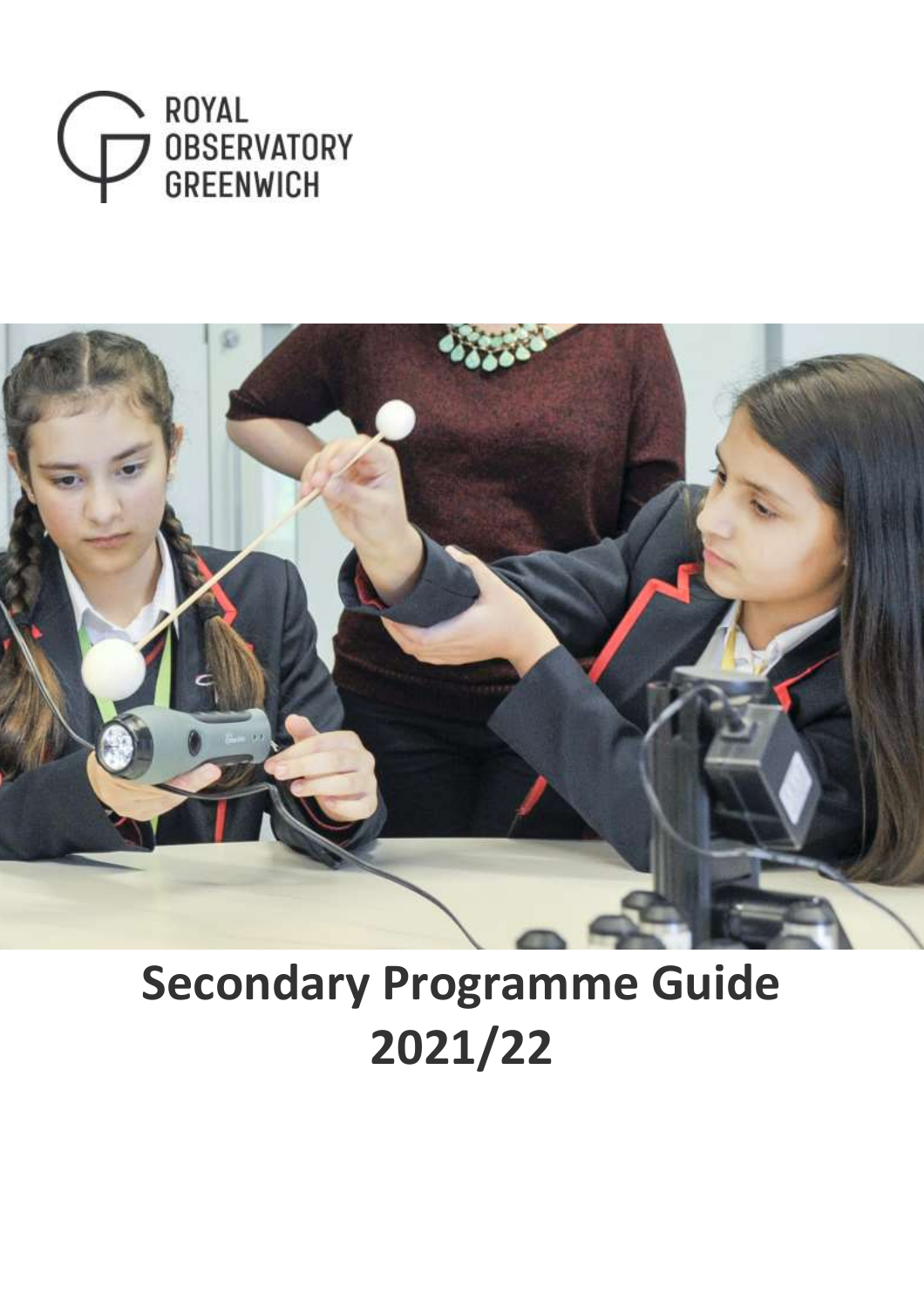ROYAL OBSERVATORY GREENWICH

# Secondary Programme Guide 2021/22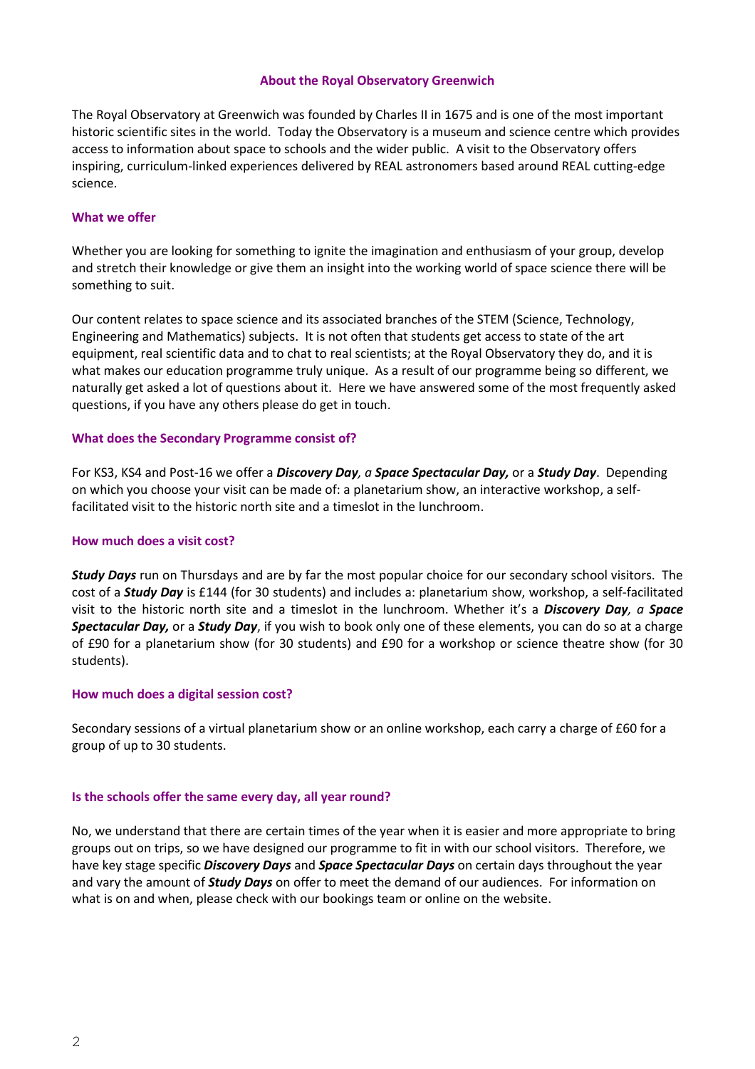## About the Royal Observatory Greenwich

The Royal Observatory at Greenwich was founded by Charles II in 1675 and is one of the most important historic scientific sites in the world. Today the Observatory is a museum and science centre which provides access to information about space to schools and the wider public. A visit to the Observatory offers inspiring, curriculum-linked experiences delivered by REAL astronomers based around REAL cutting-edge science.

### What we offer

Whether you are looking for something to ignite the imagination and enthusiasm of your group, develop and stretch their knowledge or give them an insight into the working world of space science there will be something to suit.

Our content relates to space science and its associated branches of the STEM (Science, Technology, Engineering and Mathematics) subjects. It is not often that students get access to state of the art equipment, real scientific data and to chat to real scientists; at the Royal Observatory they do, and it is what makes our education programme truly unique. As a result of our programme being so different, we naturally get asked a lot of questions about it. Here we have answered some of the most frequently asked questions, if you have any others please do get in touch.

### What does the Secondary Programme consist of?

For KS3, KS4 and Post-16 we offer a ***Discovery Day****, a* ***Space Spectacular Day,*** or a ***Study Day***. Depending on which you choose your visit can be made of: a planetarium show, an interactive workshop, a self-facilitated visit to the historic north site and a timeslot in the lunchroom.

### How much does a visit cost?

***Study Days*** run on Thursdays and are by far the most popular choice for our secondary school visitors. The cost of a ***Study Day*** is £144 (for 30 students) and includes a: planetarium show, workshop, a self-facilitated visit to the historic north site and a timeslot in the lunchroom. Whether it's a ***Discovery Day****, a* ***Space Spectacular Day,*** or a ***Study Day***, if you wish to book only one of these elements, you can do so at a charge of £90 for a planetarium show (for 30 students) and £90 for a workshop or science theatre show (for 30 students).

### How much does a digital session cost?

Secondary sessions of a virtual planetarium show or an online workshop, each carry a charge of £60 for a group of up to 30 students.

### Is the schools offer the same every day, all year round?

No, we understand that there are certain times of the year when it is easier and more appropriate to bring groups out on trips, so we have designed our programme to fit in with our school visitors. Therefore, we have key stage specific ***Discovery Days*** and ***Space Spectacular Days*** on certain days throughout the year and vary the amount of ***Study Days*** on offer to meet the demand of our audiences. For information on what is on and when, please check with our bookings team or online on the website.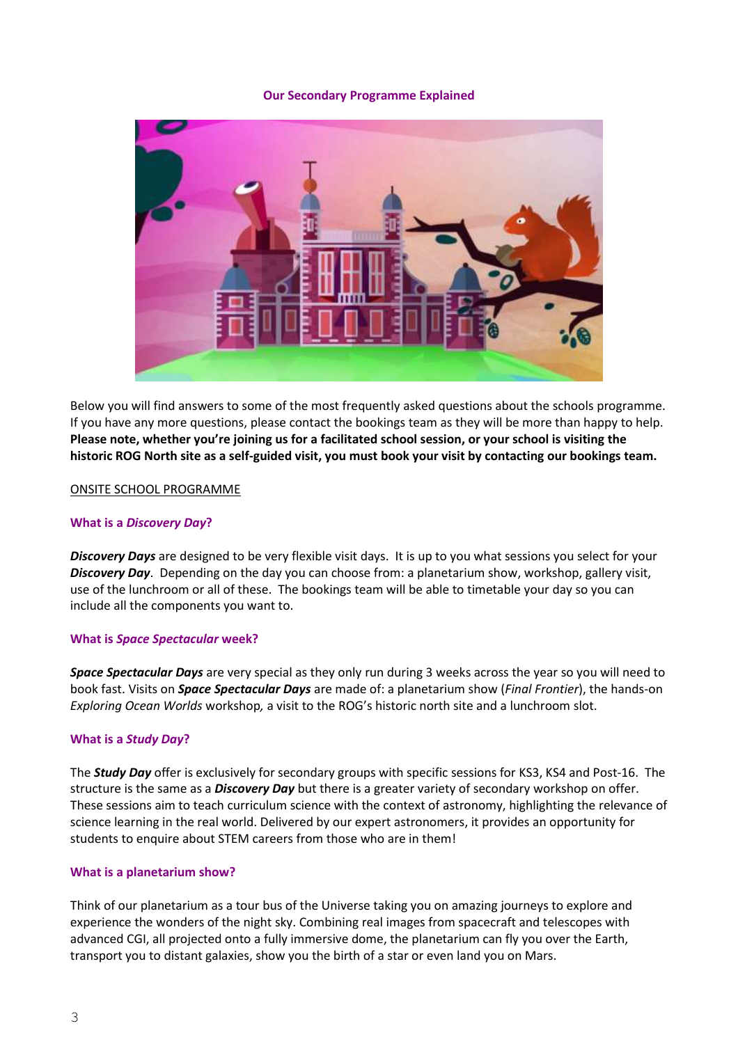## Our Secondary Programme Explained

Below you will find answers to some of the most frequently asked questions about the schools programme. If you have any more questions, please contact the bookings team as they will be more than happy to help. **Please note, whether you're joining us for a facilitated school session, or your school is visiting the historic ROG North site as a self-guided visit, you must book your visit by contacting our bookings team.**

ONSITE SCHOOL PROGRAMME

### What is a *Discovery Day*?

***Discovery Days*** are designed to be very flexible visit days. It is up to you what sessions you select for your ***Discovery Day***. Depending on the day you can choose from: a planetarium show, workshop, gallery visit, use of the lunchroom or all of these. The bookings team will be able to timetable your day so you can include all the components you want to.

### What is *Space Spectacular* week?

***Space Spectacular Days*** are very special as they only run during 3 weeks across the year so you will need to book fast. Visits on ***Space Spectacular Days*** are made of: a planetarium show (*Final Frontier*), the hands-on *Exploring Ocean Worlds* workshop*,* a visit to the ROG's historic north site and a lunchroom slot.

### What is a *Study Day*?

The ***Study Day*** offer is exclusively for secondary groups with specific sessions for KS3, KS4 and Post-16. The structure is the same as a ***Discovery Day*** but there is a greater variety of secondary workshop on offer. These sessions aim to teach curriculum science with the context of astronomy, highlighting the relevance of science learning in the real world. Delivered by our expert astronomers, it provides an opportunity for students to enquire about STEM careers from those who are in them!

### What is a planetarium show?

Think of our planetarium as a tour bus of the Universe taking you on amazing journeys to explore and experience the wonders of the night sky. Combining real images from spacecraft and telescopes with advanced CGI, all projected onto a fully immersive dome, the planetarium can fly you over the Earth, transport you to distant galaxies, show you the birth of a star or even land you on Mars.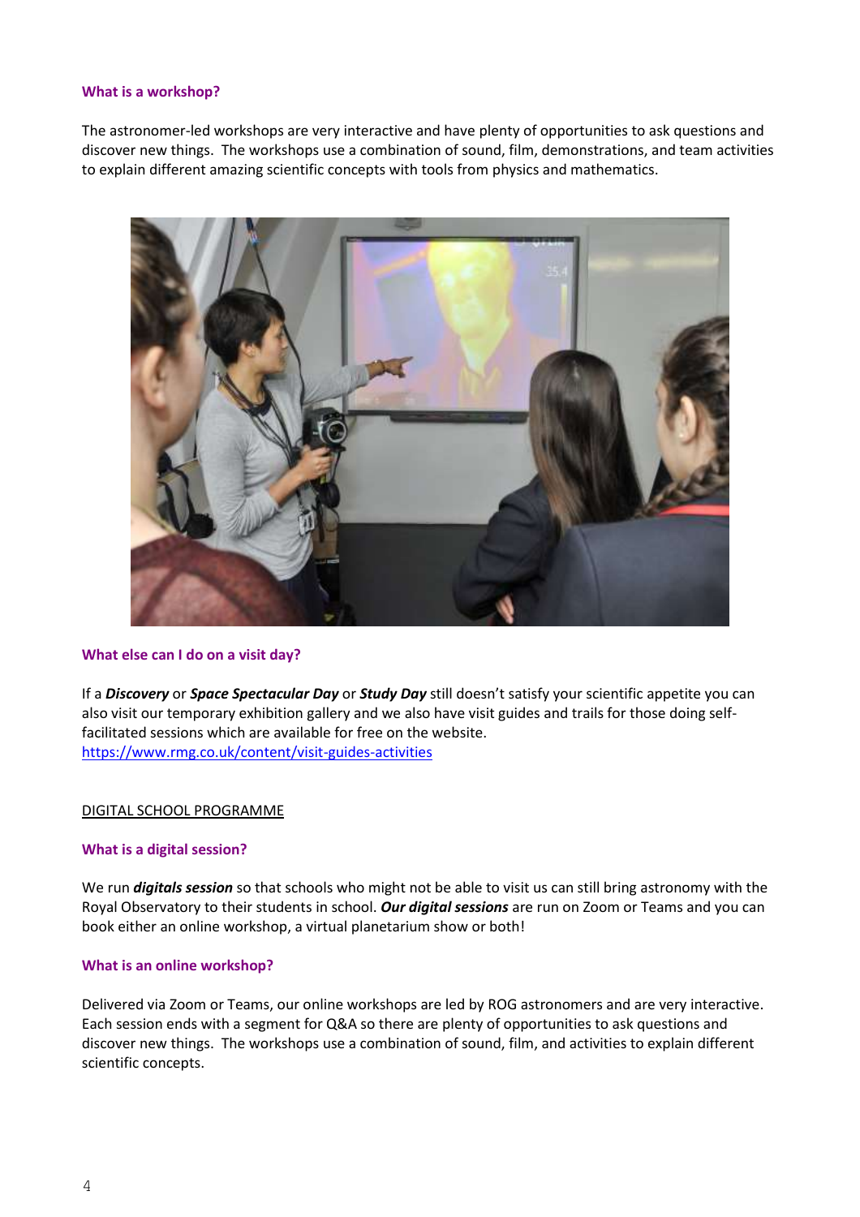### What is a workshop?

The astronomer-led workshops are very interactive and have plenty of opportunities to ask questions and discover new things. The workshops use a combination of sound, film, demonstrations, and team activities to explain different amazing scientific concepts with tools from physics and mathematics.

### What else can I do on a visit day?

If a ***Discovery*** or ***Space Spectacular Day*** or ***Study Day*** still doesn't satisfy your scientific appetite you can also visit our temporary exhibition gallery and we also have visit guides and trails for those doing self-facilitated sessions which are available for free on the website.
https://www.rmg.co.uk/content/visit-guides-activities

## DIGITAL SCHOOL PROGRAMME

### What is a digital session?

We run ***digitals session*** so that schools who might not be able to visit us can still bring astronomy with the Royal Observatory to their students in school. ***Our digital sessions*** are run on Zoom or Teams and you can book either an online workshop, a virtual planetarium show or both!

### What is an online workshop?

Delivered via Zoom or Teams, our online workshops are led by ROG astronomers and are very interactive. Each session ends with a segment for Q&A so there are plenty of opportunities to ask questions and discover new things. The workshops use a combination of sound, film, and activities to explain different scientific concepts.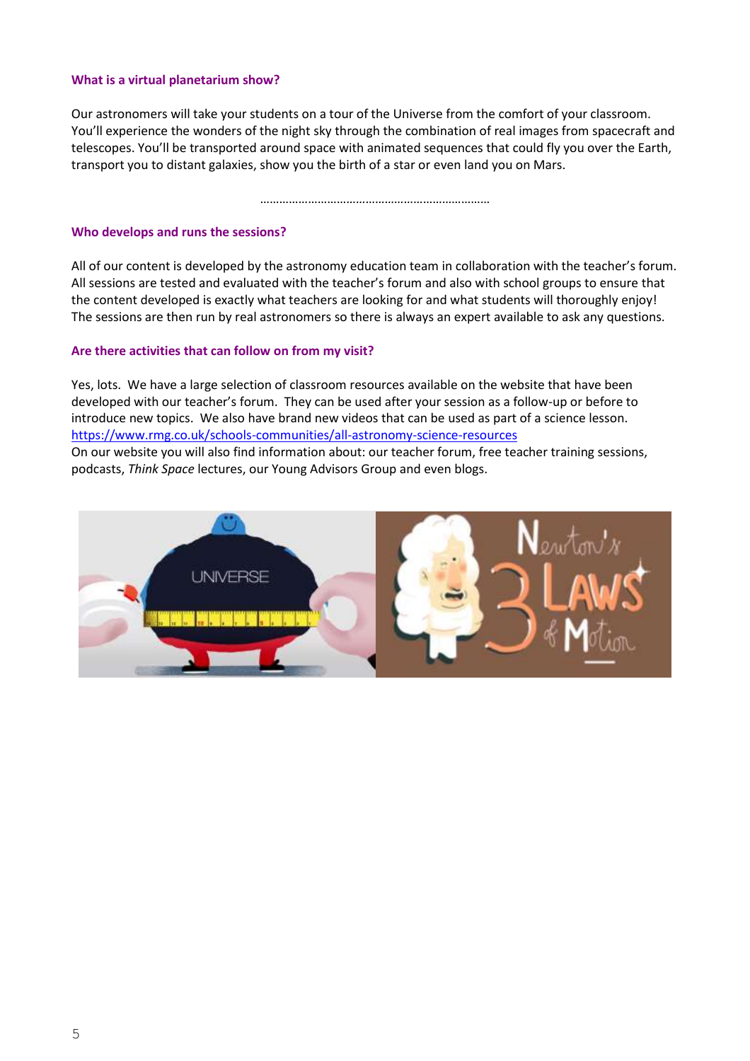### What is a virtual planetarium show?

Our astronomers will take your students on a tour of the Universe from the comfort of your classroom. You'll experience the wonders of the night sky through the combination of real images from spacecraft and telescopes. You'll be transported around space with animated sequences that could fly you over the Earth, transport you to distant galaxies, show you the birth of a star or even land you on Mars.

……………………………………………………………

### Who develops and runs the sessions?

All of our content is developed by the astronomy education team in collaboration with the teacher's forum. All sessions are tested and evaluated with the teacher's forum and also with school groups to ensure that the content developed is exactly what teachers are looking for and what students will thoroughly enjoy! The sessions are then run by real astronomers so there is always an expert available to ask any questions.

### Are there activities that can follow on from my visit?

Yes, lots. We have a large selection of classroom resources available on the website that have been developed with our teacher's forum. They can be used after your session as a follow-up or before to introduce new topics. We also have brand new videos that can be used as part of a science lesson.
[https://www.rmg.co.uk/schools-communities/all-astronomy-science-resources](https://www.rmg.co.uk/schools-communities/all-astronomy-science-resources)
On our website you will also find information about: our teacher forum, free teacher training sessions, podcasts, *Think Space* lectures, our Young Advisors Group and even blogs.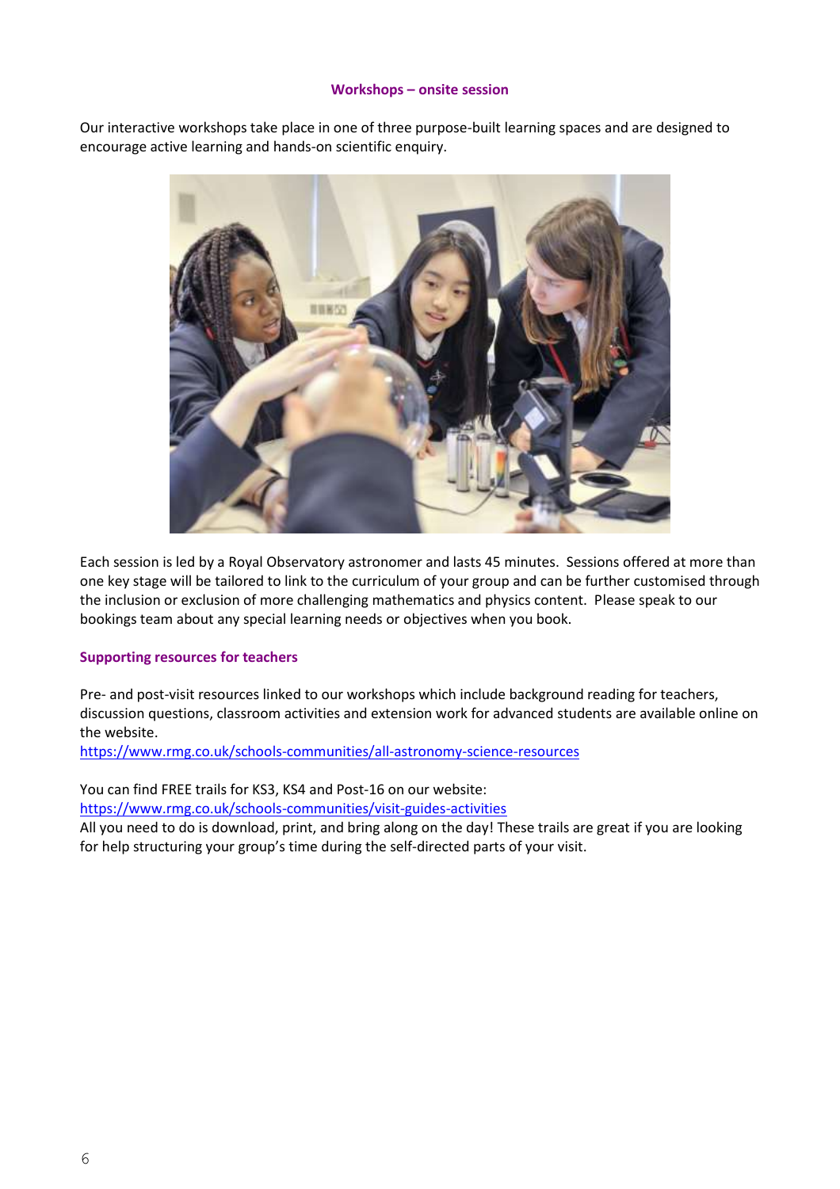## Workshops – onsite session

Our interactive workshops take place in one of three purpose-built learning spaces and are designed to encourage active learning and hands-on scientific enquiry.

Each session is led by a Royal Observatory astronomer and lasts 45 minutes. Sessions offered at more than one key stage will be tailored to link to the curriculum of your group and can be further customised through the inclusion or exclusion of more challenging mathematics and physics content. Please speak to our bookings team about any special learning needs or objectives when you book.

### Supporting resources for teachers

Pre- and post-visit resources linked to our workshops which include background reading for teachers, discussion questions, classroom activities and extension work for advanced students are available online on the website.
https://www.rmg.co.uk/schools-communities/all-astronomy-science-resources

You can find FREE trails for KS3, KS4 and Post-16 on our website:
https://www.rmg.co.uk/schools-communities/visit-guides-activities
All you need to do is download, print, and bring along on the day! These trails are great if you are looking for help structuring your group's time during the self-directed parts of your visit.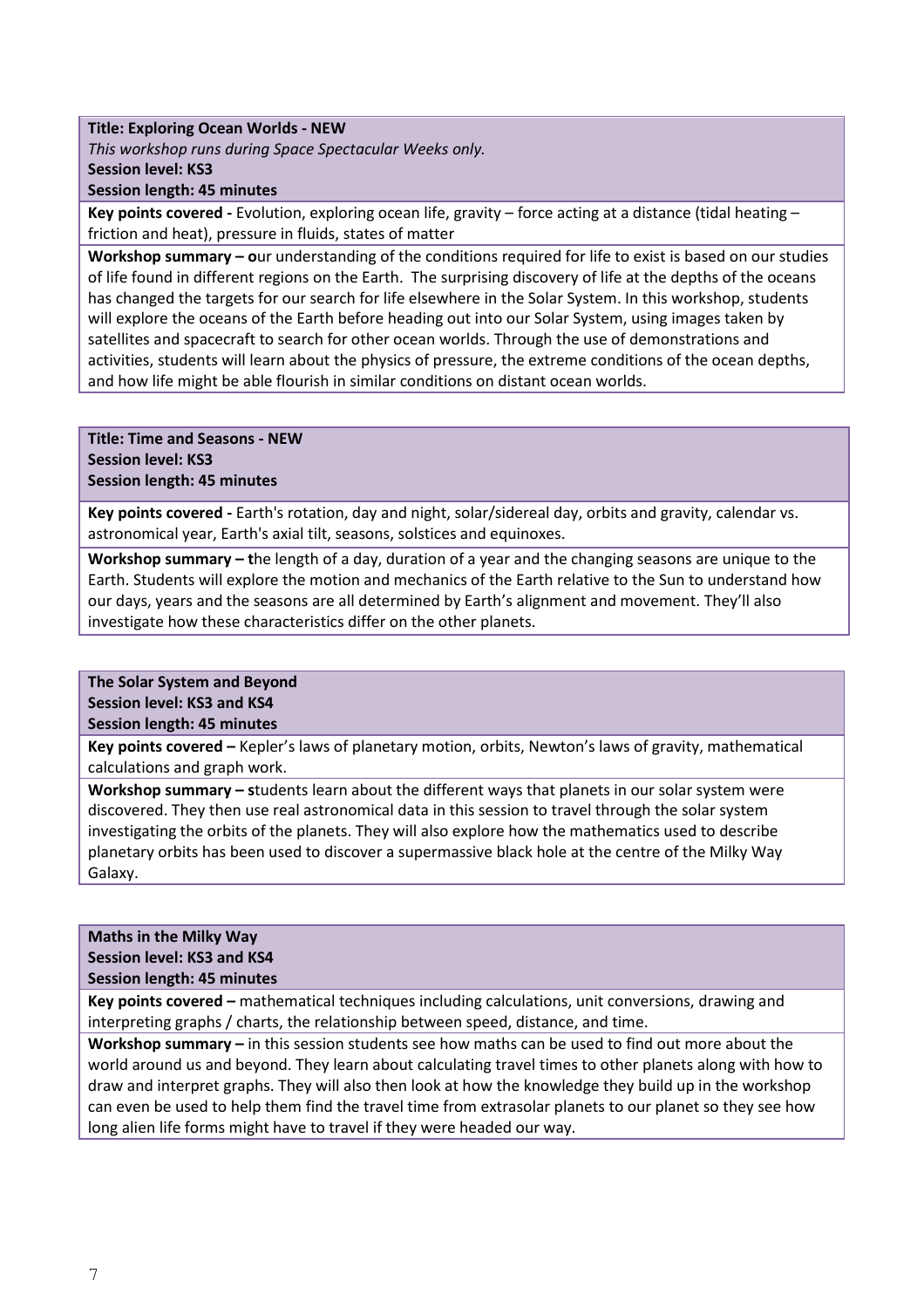**Title: Exploring Ocean Worlds - NEW**

*This workshop runs during Space Spectacular Weeks only.*

**Session level: KS3**

**Session length: 45 minutes**

**Key points covered -** Evolution, exploring ocean life, gravity – force acting at a distance (tidal heating – friction and heat), pressure in fluids, states of matter

**Workshop summary – o**ur understanding of the conditions required for life to exist is based on our studies of life found in different regions on the Earth. The surprising discovery of life at the depths of the oceans has changed the targets for our search for life elsewhere in the Solar System. In this workshop, students will explore the oceans of the Earth before heading out into our Solar System, using images taken by satellites and spacecraft to search for other ocean worlds. Through the use of demonstrations and activities, students will learn about the physics of pressure, the extreme conditions of the ocean depths, and how life might be able flourish in similar conditions on distant ocean worlds.

**Title: Time and Seasons - NEW**

**Session level: KS3**

**Session length: 45 minutes**

**Key points covered -** Earth's rotation, day and night, solar/sidereal day, orbits and gravity, calendar vs. astronomical year, Earth's axial tilt, seasons, solstices and equinoxes.

**Workshop summary – t**he length of a day, duration of a year and the changing seasons are unique to the Earth. Students will explore the motion and mechanics of the Earth relative to the Sun to understand how our days, years and the seasons are all determined by Earth's alignment and movement. They'll also investigate how these characteristics differ on the other planets.

**The Solar System and Beyond**

**Session level: KS3 and KS4**

**Session length: 45 minutes**

**Key points covered –** Kepler's laws of planetary motion, orbits, Newton's laws of gravity, mathematical calculations and graph work.

**Workshop summary – s**tudents learn about the different ways that planets in our solar system were discovered. They then use real astronomical data in this session to travel through the solar system investigating the orbits of the planets. They will also explore how the mathematics used to describe planetary orbits has been used to discover a supermassive black hole at the centre of the Milky Way Galaxy.

**Maths in the Milky Way**

**Session level: KS3 and KS4**

**Session length: 45 minutes**

**Key points covered –** mathematical techniques including calculations, unit conversions, drawing and interpreting graphs / charts, the relationship between speed, distance, and time.

**Workshop summary –** in this session students see how maths can be used to find out more about the world around us and beyond. They learn about calculating travel times to other planets along with how to draw and interpret graphs. They will also then look at how the knowledge they build up in the workshop can even be used to help them find the travel time from extrasolar planets to our planet so they see how long alien life forms might have to travel if they were headed our way.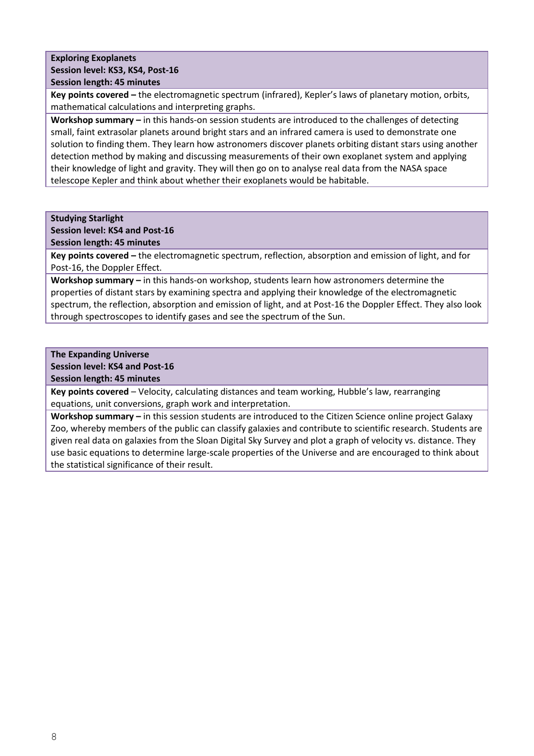**Exploring Exoplanets**
**Session level: KS3, KS4, Post-16**
**Session length: 45 minutes**

**Key points covered –** the electromagnetic spectrum (infrared), Kepler's laws of planetary motion, orbits, mathematical calculations and interpreting graphs.

**Workshop summary –** in this hands-on session students are introduced to the challenges of detecting small, faint extrasolar planets around bright stars and an infrared camera is used to demonstrate one solution to finding them. They learn how astronomers discover planets orbiting distant stars using another detection method by making and discussing measurements of their own exoplanet system and applying their knowledge of light and gravity. They will then go on to analyse real data from the NASA space telescope Kepler and think about whether their exoplanets would be habitable.

**Studying Starlight**
**Session level: KS4 and Post-16**
**Session length: 45 minutes**

**Key points covered –** the electromagnetic spectrum, reflection, absorption and emission of light, and for Post-16, the Doppler Effect.

**Workshop summary –** in this hands-on workshop, students learn how astronomers determine the properties of distant stars by examining spectra and applying their knowledge of the electromagnetic spectrum, the reflection, absorption and emission of light, and at Post-16 the Doppler Effect. They also look through spectroscopes to identify gases and see the spectrum of the Sun.

**The Expanding Universe**
**Session level: KS4 and Post-16**
**Session length: 45 minutes**

**Key points covered** – Velocity, calculating distances and team working, Hubble's law, rearranging equations, unit conversions, graph work and interpretation.

**Workshop summary –** in this session students are introduced to the Citizen Science online project Galaxy Zoo, whereby members of the public can classify galaxies and contribute to scientific research. Students are given real data on galaxies from the Sloan Digital Sky Survey and plot a graph of velocity vs. distance. They use basic equations to determine large-scale properties of the Universe and are encouraged to think about the statistical significance of their result.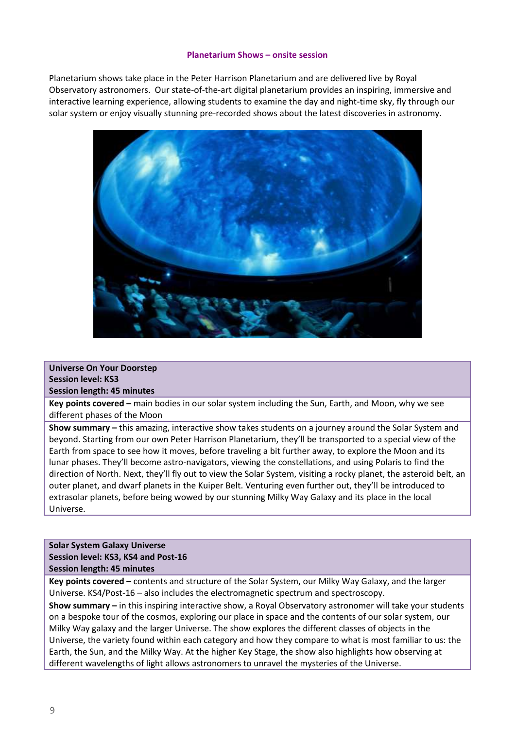## Planetarium Shows – onsite session

Planetarium shows take place in the Peter Harrison Planetarium and are delivered live by Royal Observatory astronomers. Our state-of-the-art digital planetarium provides an inspiring, immersive and interactive learning experience, allowing students to examine the day and night-time sky, fly through our solar system or enjoy visually stunning pre-recorded shows about the latest discoveries in astronomy.

| **Universe On Your Doorstep**<br>**Session level: KS3**<br>**Session length: 45 minutes** |
|---|
| **Key points covered –** main bodies in our solar system including the Sun, Earth, and Moon, why we see different phases of the Moon |
| **Show summary –** this amazing, interactive show takes students on a journey around the Solar System and beyond. Starting from our own Peter Harrison Planetarium, they'll be transported to a special view of the Earth from space to see how it moves, before traveling a bit further away, to explore the Moon and its lunar phases. They'll become astro-navigators, viewing the constellations, and using Polaris to find the direction of North. Next, they'll fly out to view the Solar System, visiting a rocky planet, the asteroid belt, an outer planet, and dwarf planets in the Kuiper Belt. Venturing even further out, they'll be introduced to extrasolar planets, before being wowed by our stunning Milky Way Galaxy and its place in the local Universe. |

| **Solar System Galaxy Universe**<br>**Session level: KS3, KS4 and Post-16**<br>**Session length: 45 minutes** |
|---|
| **Key points covered –** contents and structure of the Solar System, our Milky Way Galaxy, and the larger Universe. KS4/Post-16 – also includes the electromagnetic spectrum and spectroscopy. |
| **Show summary –** in this inspiring interactive show, a Royal Observatory astronomer will take your students on a bespoke tour of the cosmos, exploring our place in space and the contents of our solar system, our Milky Way galaxy and the larger Universe. The show explores the different classes of objects in the Universe, the variety found within each category and how they compare to what is most familiar to us: the Earth, the Sun, and the Milky Way. At the higher Key Stage, the show also highlights how observing at different wavelengths of light allows astronomers to unravel the mysteries of the Universe. |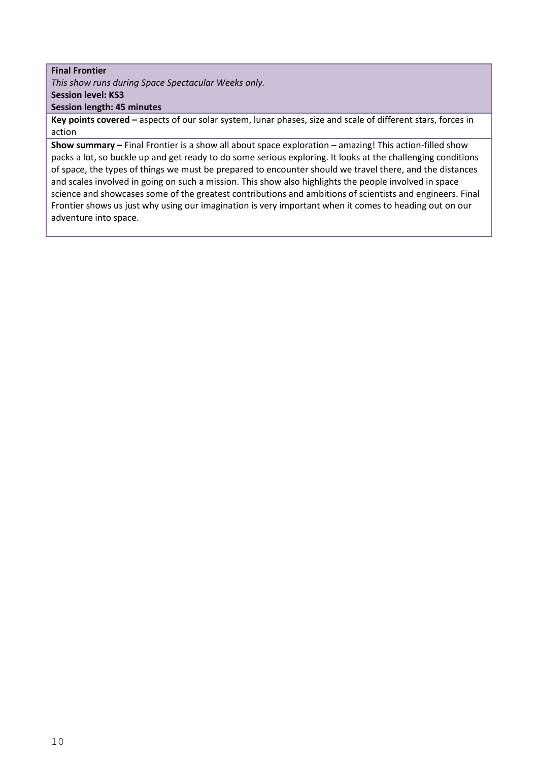**Final Frontier**

*This show runs during Space Spectacular Weeks only.*

**Session level: KS3**

**Session length: 45 minutes**

**Key points covered –** aspects of our solar system, lunar phases, size and scale of different stars, forces in action

**Show summary –** Final Frontier is a show all about space exploration – amazing! This action-filled show packs a lot, so buckle up and get ready to do some serious exploring. It looks at the challenging conditions of space, the types of things we must be prepared to encounter should we travel there, and the distances and scales involved in going on such a mission. This show also highlights the people involved in space science and showcases some of the greatest contributions and ambitions of scientists and engineers. Final Frontier shows us just why using our imagination is very important when it comes to heading out on our adventure into space.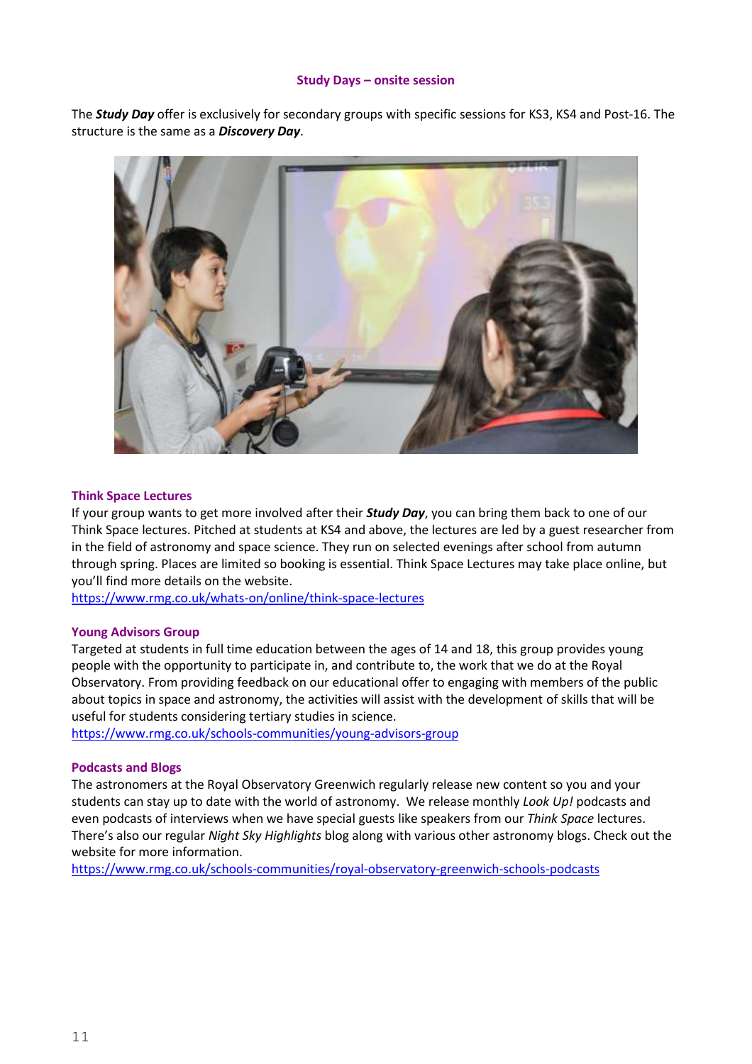## Study Days – onsite session

The ***Study Day*** offer is exclusively for secondary groups with specific sessions for KS3, KS4 and Post-16. The structure is the same as a ***Discovery Day***.

### Think Space Lectures

If your group wants to get more involved after their ***Study Day***, you can bring them back to one of our Think Space lectures. Pitched at students at KS4 and above, the lectures are led by a guest researcher from in the field of astronomy and space science. They run on selected evenings after school from autumn through spring. Places are limited so booking is essential. Think Space Lectures may take place online, but you'll find more details on the website.

https://www.rmg.co.uk/whats-on/online/think-space-lectures

### Young Advisors Group

Targeted at students in full time education between the ages of 14 and 18, this group provides young people with the opportunity to participate in, and contribute to, the work that we do at the Royal Observatory. From providing feedback on our educational offer to engaging with members of the public about topics in space and astronomy, the activities will assist with the development of skills that will be useful for students considering tertiary studies in science.

https://www.rmg.co.uk/schools-communities/young-advisors-group

### Podcasts and Blogs

The astronomers at the Royal Observatory Greenwich regularly release new content so you and your students can stay up to date with the world of astronomy. We release monthly *Look Up!* podcasts and even podcasts of interviews when we have special guests like speakers from our *Think Space* lectures. There's also our regular *Night Sky Highlights* blog along with various other astronomy blogs. Check out the website for more information.

https://www.rmg.co.uk/schools-communities/royal-observatory-greenwich-schools-podcasts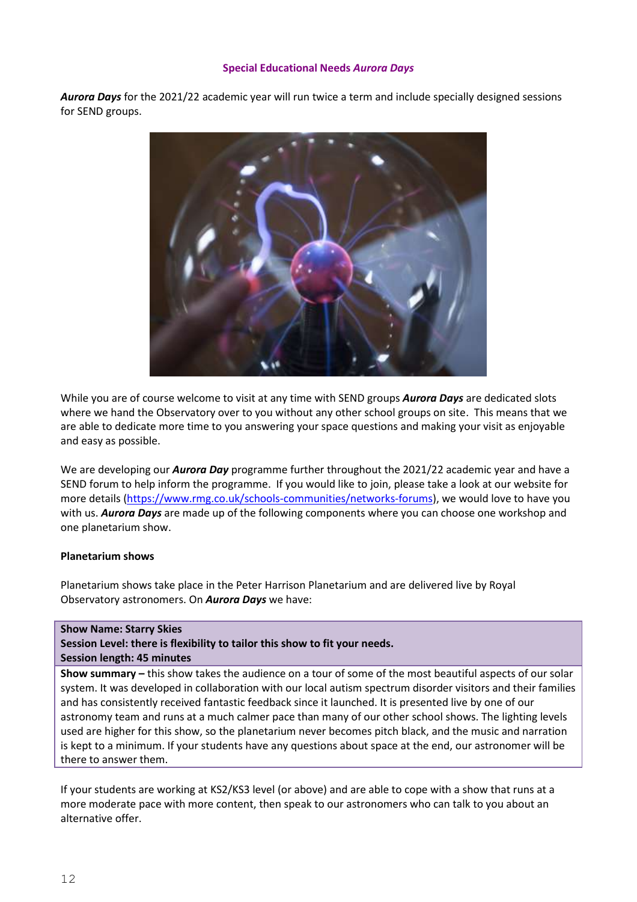## Special Educational Needs *Aurora Days*

***Aurora Days*** for the 2021/22 academic year will run twice a term and include specially designed sessions for SEND groups.

While you are of course welcome to visit at any time with SEND groups ***Aurora Days*** are dedicated slots where we hand the Observatory over to you without any other school groups on site. This means that we are able to dedicate more time to you answering your space questions and making your visit as enjoyable and easy as possible.

We are developing our ***Aurora Day*** programme further throughout the 2021/22 academic year and have a SEND forum to help inform the programme. If you would like to join, please take a look at our website for more details (https://www.rmg.co.uk/schools-communities/networks-forums), we would love to have you with us. ***Aurora Days*** are made up of the following components where you can choose one workshop and one planetarium show.

### Planetarium shows

Planetarium shows take place in the Peter Harrison Planetarium and are delivered live by Royal Observatory astronomers. On ***Aurora Days*** we have:

| **Show Name: Starry Skies**<br>**Session Level: there is flexibility to tailor this show to fit your needs.**<br>**Session length: 45 minutes** |
|---|
| **Show summary –** this show takes the audience on a tour of some of the most beautiful aspects of our solar system. It was developed in collaboration with our local autism spectrum disorder visitors and their families and has consistently received fantastic feedback since it launched. It is presented live by one of our astronomy team and runs at a much calmer pace than many of our other school shows. The lighting levels used are higher for this show, so the planetarium never becomes pitch black, and the music and narration is kept to a minimum. If your students have any questions about space at the end, our astronomer will be there to answer them. |

If your students are working at KS2/KS3 level (or above) and are able to cope with a show that runs at a more moderate pace with more content, then speak to our astronomers who can talk to you about an alternative offer.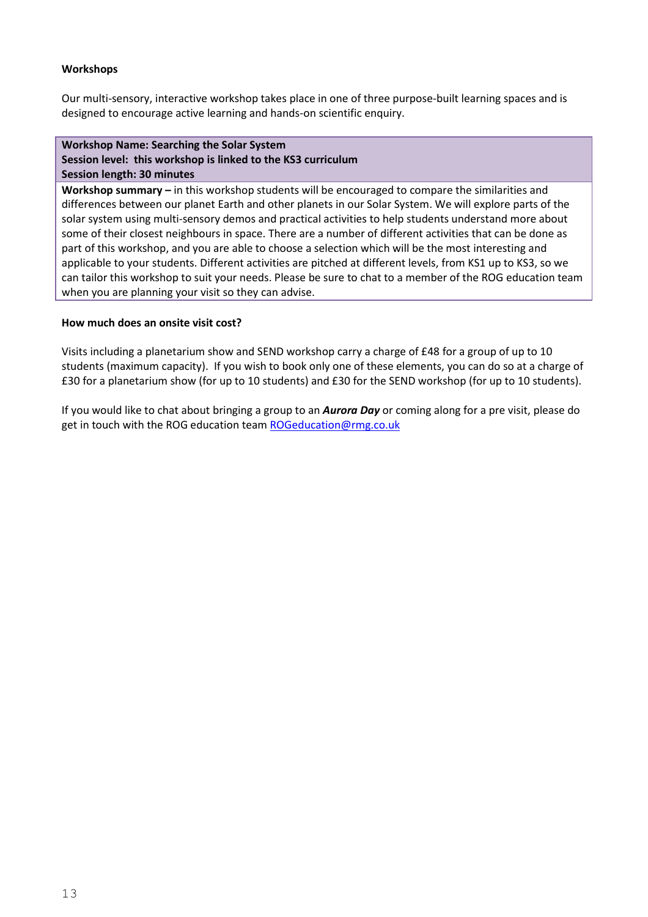**Workshops**

Our multi-sensory, interactive workshop takes place in one of three purpose-built learning spaces and is designed to encourage active learning and hands-on scientific enquiry.

| **Workshop Name: Searching the Solar System**<br>**Session level: this workshop is linked to the KS3 curriculum**<br>**Session length: 30 minutes** |
| --- |
| **Workshop summary –** in this workshop students will be encouraged to compare the similarities and differences between our planet Earth and other planets in our Solar System. We will explore parts of the solar system using multi-sensory demos and practical activities to help students understand more about some of their closest neighbours in space. There are a number of different activities that can be done as part of this workshop, and you are able to choose a selection which will be the most interesting and applicable to your students. Different activities are pitched at different levels, from KS1 up to KS3, so we can tailor this workshop to suit your needs. Please be sure to chat to a member of the ROG education team when you are planning your visit so they can advise. |

**How much does an onsite visit cost?**

Visits including a planetarium show and SEND workshop carry a charge of £48 for a group of up to 10 students (maximum capacity). If you wish to book only one of these elements, you can do so at a charge of £30 for a planetarium show (for up to 10 students) and £30 for the SEND workshop (for up to 10 students).

If you would like to chat about bringing a group to an ***Aurora Day*** or coming along for a pre visit, please do get in touch with the ROG education team ROGeducation@rmg.co.uk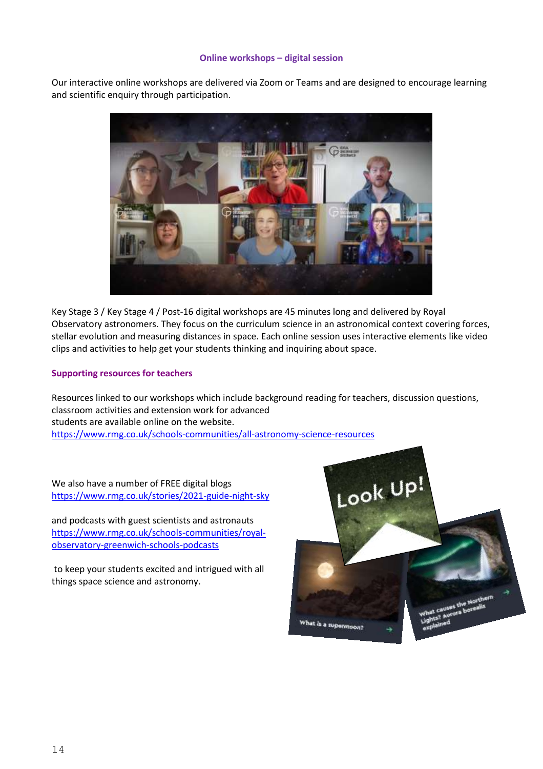## Online workshops – digital session

Our interactive online workshops are delivered via Zoom or Teams and are designed to encourage learning and scientific enquiry through participation.

Key Stage 3 / Key Stage 4 / Post-16 digital workshops are 45 minutes long and delivered by Royal Observatory astronomers. They focus on the curriculum science in an astronomical context covering forces, stellar evolution and measuring distances in space. Each online session uses interactive elements like video clips and activities to help get your students thinking and inquiring about space.

### Supporting resources for teachers

Resources linked to our workshops which include background reading for teachers, discussion questions, classroom activities and extension work for advanced students are available online on the website.
https://www.rmg.co.uk/schools-communities/all-astronomy-science-resources

We also have a number of FREE digital blogs
https://www.rmg.co.uk/stories/2021-guide-night-sky

and podcasts with guest scientists and astronauts
https://www.rmg.co.uk/schools-communities/royal-observatory-greenwich-schools-podcasts

to keep your students excited and intrigued with all things space science and astronomy.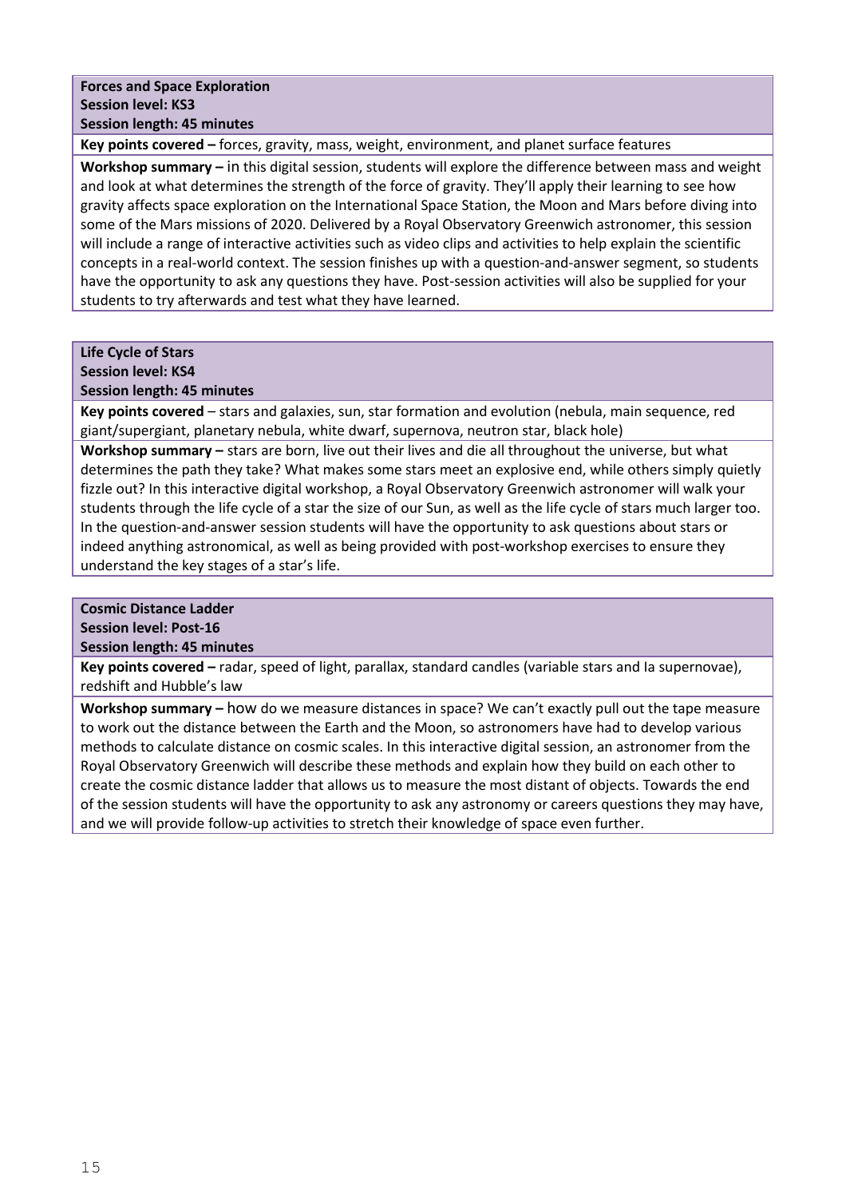**Forces and Space Exploration**
**Session level: KS3**
**Session length: 45 minutes**

**Key points covered –** forces, gravity, mass, weight, environment, and planet surface features

**Workshop summary –** in this digital session, students will explore the difference between mass and weight and look at what determines the strength of the force of gravity. They'll apply their learning to see how gravity affects space exploration on the International Space Station, the Moon and Mars before diving into some of the Mars missions of 2020. Delivered by a Royal Observatory Greenwich astronomer, this session will include a range of interactive activities such as video clips and activities to help explain the scientific concepts in a real-world context. The session finishes up with a question-and-answer segment, so students have the opportunity to ask any questions they have. Post-session activities will also be supplied for your students to try afterwards and test what they have learned.

**Life Cycle of Stars**
**Session level: KS4**
**Session length: 45 minutes**

**Key points covered** – stars and galaxies, sun, star formation and evolution (nebula, main sequence, red giant/supergiant, planetary nebula, white dwarf, supernova, neutron star, black hole)

**Workshop summary –** stars are born, live out their lives and die all throughout the universe, but what determines the path they take? What makes some stars meet an explosive end, while others simply quietly fizzle out? In this interactive digital workshop, a Royal Observatory Greenwich astronomer will walk your students through the life cycle of a star the size of our Sun, as well as the life cycle of stars much larger too. In the question-and-answer session students will have the opportunity to ask questions about stars or indeed anything astronomical, as well as being provided with post-workshop exercises to ensure they understand the key stages of a star's life.

**Cosmic Distance Ladder**
**Session level: Post-16**
**Session length: 45 minutes**

**Key points covered –** radar, speed of light, parallax, standard candles (variable stars and Ia supernovae), redshift and Hubble's law

**Workshop summary –** how do we measure distances in space? We can't exactly pull out the tape measure to work out the distance between the Earth and the Moon, so astronomers have had to develop various methods to calculate distance on cosmic scales. In this interactive digital session, an astronomer from the Royal Observatory Greenwich will describe these methods and explain how they build on each other to create the cosmic distance ladder that allows us to measure the most distant of objects. Towards the end of the session students will have the opportunity to ask any astronomy or careers questions they may have, and we will provide follow-up activities to stretch their knowledge of space even further.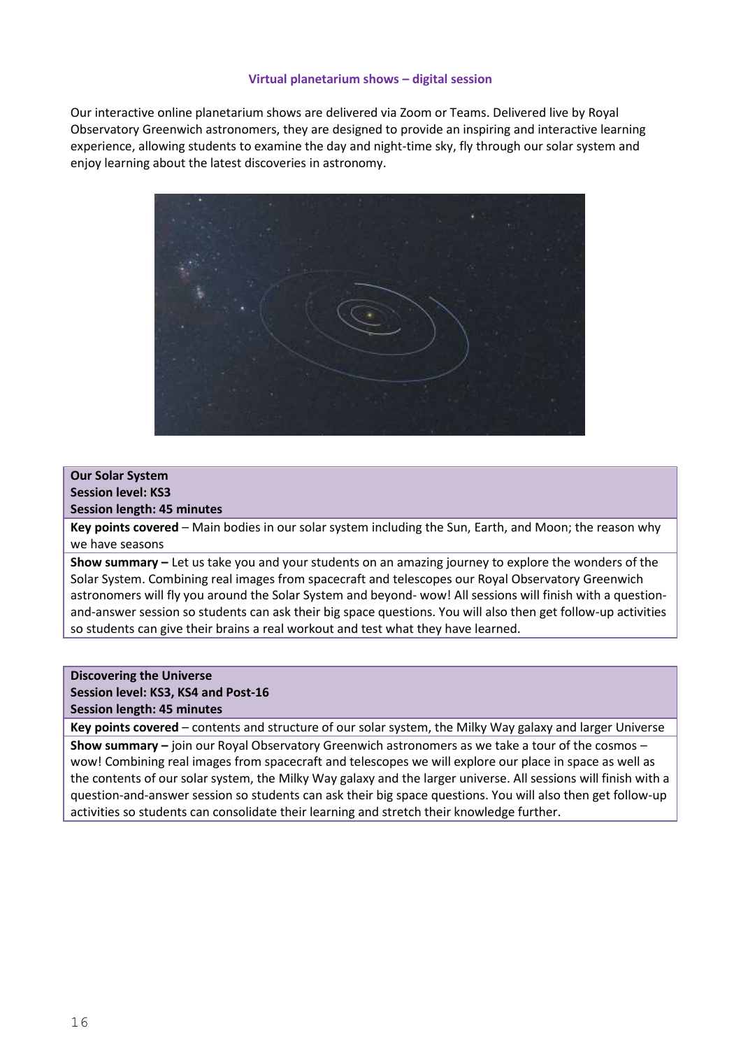## Virtual planetarium shows – digital session

Our interactive online planetarium shows are delivered via Zoom or Teams. Delivered live by Royal Observatory Greenwich astronomers, they are designed to provide an inspiring and interactive learning experience, allowing students to examine the day and night-time sky, fly through our solar system and enjoy learning about the latest discoveries in astronomy.

| **Our Solar System**<br>**Session level: KS3**<br>**Session length: 45 minutes** |
|---|
| **Key points covered** – Main bodies in our solar system including the Sun, Earth, and Moon; the reason why we have seasons |
| **Show summary –** Let us take you and your students on an amazing journey to explore the wonders of the Solar System. Combining real images from spacecraft and telescopes our Royal Observatory Greenwich astronomers will fly you around the Solar System and beyond- wow! All sessions will finish with a question-and-answer session so students can ask their big space questions. You will also then get follow-up activities so students can give their brains a real workout and test what they have learned. |

| **Discovering the Universe**<br>**Session level: KS3, KS4 and Post-16**<br>**Session length: 45 minutes** |
|---|
| **Key points covered** – contents and structure of our solar system, the Milky Way galaxy and larger Universe |
| **Show summary –** join our Royal Observatory Greenwich astronomers as we take a tour of the cosmos – wow! Combining real images from spacecraft and telescopes we will explore our place in space as well as the contents of our solar system, the Milky Way galaxy and the larger universe. All sessions will finish with a question-and-answer session so students can ask their big space questions. You will also then get follow-up activities so students can consolidate their learning and stretch their knowledge further. |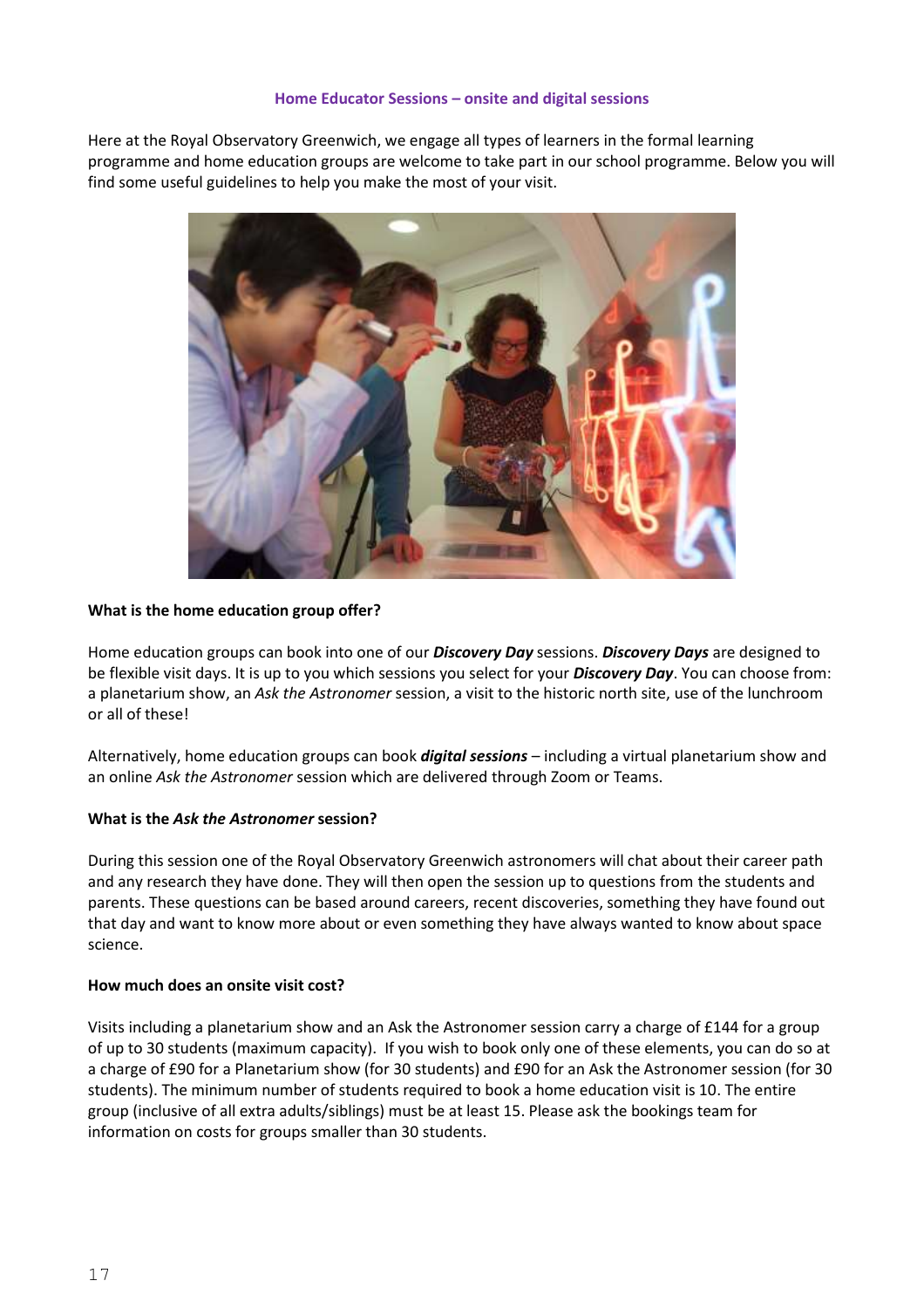## Home Educator Sessions – onsite and digital sessions

Here at the Royal Observatory Greenwich, we engage all types of learners in the formal learning programme and home education groups are welcome to take part in our school programme. Below you will find some useful guidelines to help you make the most of your visit.

**What is the home education group offer?**

Home education groups can book into one of our ***Discovery Day*** sessions. ***Discovery Days*** are designed to be flexible visit days. It is up to you which sessions you select for your ***Discovery Day***. You can choose from: a planetarium show, an *Ask the Astronomer* session, a visit to the historic north site, use of the lunchroom or all of these!

Alternatively, home education groups can book ***digital sessions*** – including a virtual planetarium show and an online *Ask the Astronomer* session which are delivered through Zoom or Teams.

**What is the *Ask the Astronomer* session?**

During this session one of the Royal Observatory Greenwich astronomers will chat about their career path and any research they have done. They will then open the session up to questions from the students and parents. These questions can be based around careers, recent discoveries, something they have found out that day and want to know more about or even something they have always wanted to know about space science.

**How much does an onsite visit cost?**

Visits including a planetarium show and an Ask the Astronomer session carry a charge of £144 for a group of up to 30 students (maximum capacity). If you wish to book only one of these elements, you can do so at a charge of £90 for a Planetarium show (for 30 students) and £90 for an Ask the Astronomer session (for 30 students). The minimum number of students required to book a home education visit is 10. The entire group (inclusive of all extra adults/siblings) must be at least 15. Please ask the bookings team for information on costs for groups smaller than 30 students.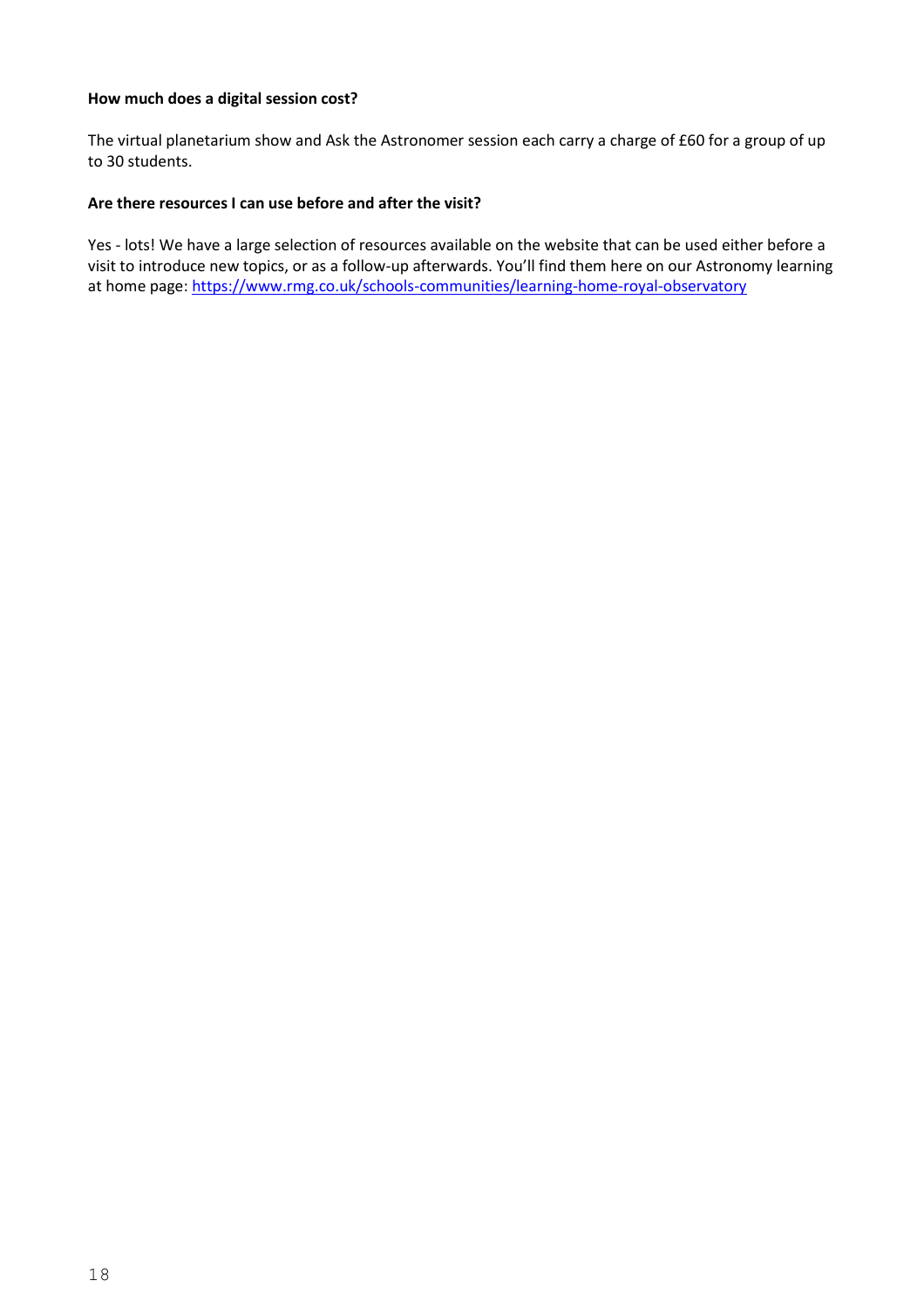**How much does a digital session cost?**

The virtual planetarium show and Ask the Astronomer session each carry a charge of £60 for a group of up to 30 students.

**Are there resources I can use before and after the visit?**

Yes - lots! We have a large selection of resources available on the website that can be used either before a visit to introduce new topics, or as a follow-up afterwards. You'll find them here on our Astronomy learning at home page: https://www.rmg.co.uk/schools-communities/learning-home-royal-observatory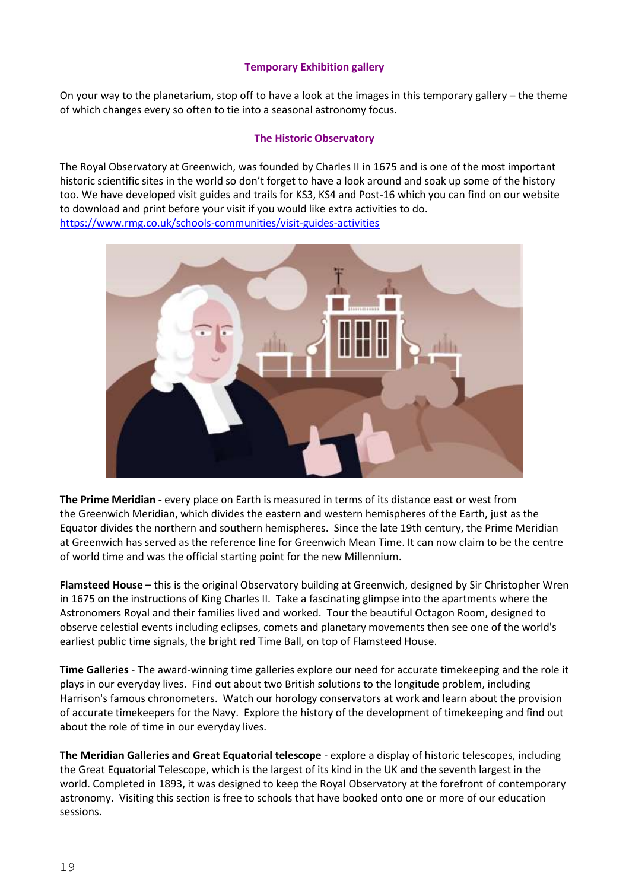### Temporary Exhibition gallery

On your way to the planetarium, stop off to have a look at the images in this temporary gallery – the theme of which changes every so often to tie into a seasonal astronomy focus.

### The Historic Observatory

The Royal Observatory at Greenwich, was founded by Charles II in 1675 and is one of the most important historic scientific sites in the world so don't forget to have a look around and soak up some of the history too. We have developed visit guides and trails for KS3, KS4 and Post-16 which you can find on our website to download and print before your visit if you would like extra activities to do.
https://www.rmg.co.uk/schools-communities/visit-guides-activities

**The Prime Meridian -** every place on Earth is measured in terms of its distance east or west from the Greenwich Meridian, which divides the eastern and western hemispheres of the Earth, just as the Equator divides the northern and southern hemispheres. Since the late 19th century, the Prime Meridian at Greenwich has served as the reference line for Greenwich Mean Time. It can now claim to be the centre of world time and was the official starting point for the new Millennium.

**Flamsteed House –** this is the original Observatory building at Greenwich, designed by Sir Christopher Wren in 1675 on the instructions of King Charles II. Take a fascinating glimpse into the apartments where the Astronomers Royal and their families lived and worked. Tour the beautiful Octagon Room, designed to observe celestial events including eclipses, comets and planetary movements then see one of the world's earliest public time signals, the bright red Time Ball, on top of Flamsteed House.

**Time Galleries** - The award-winning time galleries explore our need for accurate timekeeping and the role it plays in our everyday lives. Find out about two British solutions to the longitude problem, including Harrison's famous chronometers. Watch our horology conservators at work and learn about the provision of accurate timekeepers for the Navy. Explore the history of the development of timekeeping and find out about the role of time in our everyday lives.

**The Meridian Galleries and Great Equatorial telescope** - explore a display of historic telescopes, including the Great Equatorial Telescope, which is the largest of its kind in the UK and the seventh largest in the world. Completed in 1893, it was designed to keep the Royal Observatory at the forefront of contemporary astronomy. Visiting this section is free to schools that have booked onto one or more of our education sessions.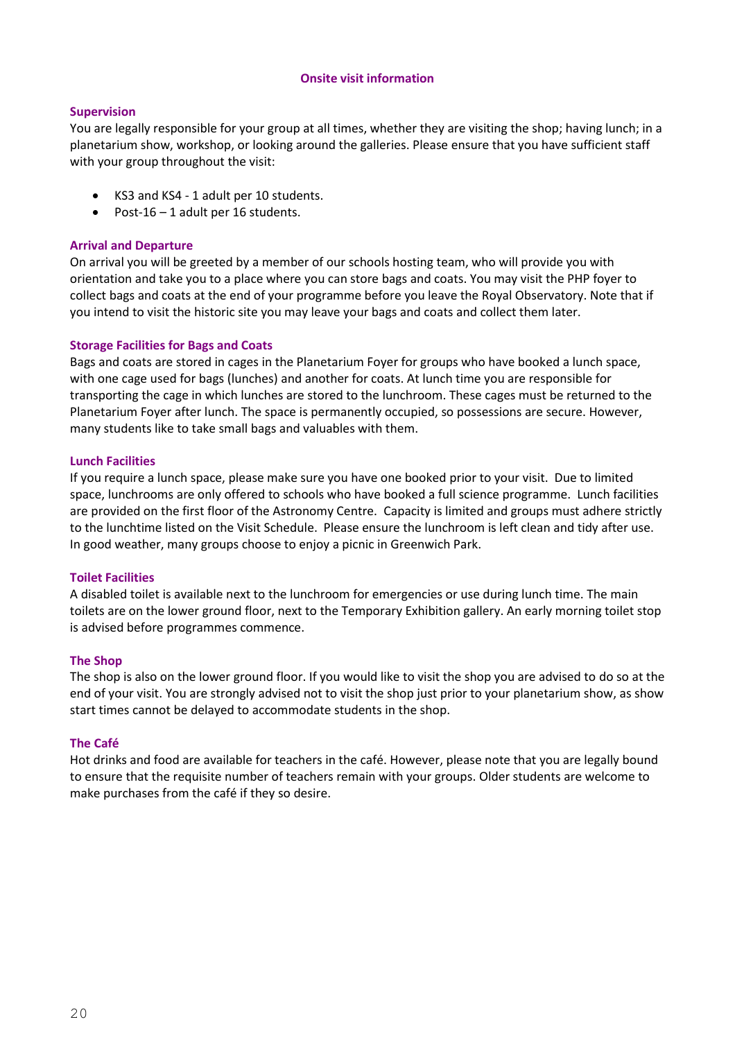## Onsite visit information

### Supervision

You are legally responsible for your group at all times, whether they are visiting the shop; having lunch; in a planetarium show, workshop, or looking around the galleries. Please ensure that you have sufficient staff with your group throughout the visit:

- KS3 and KS4 - 1 adult per 10 students.
- Post-16 – 1 adult per 16 students.

### Arrival and Departure

On arrival you will be greeted by a member of our schools hosting team, who will provide you with orientation and take you to a place where you can store bags and coats. You may visit the PHP foyer to collect bags and coats at the end of your programme before you leave the Royal Observatory. Note that if you intend to visit the historic site you may leave your bags and coats and collect them later.

### Storage Facilities for Bags and Coats

Bags and coats are stored in cages in the Planetarium Foyer for groups who have booked a lunch space, with one cage used for bags (lunches) and another for coats. At lunch time you are responsible for transporting the cage in which lunches are stored to the lunchroom. These cages must be returned to the Planetarium Foyer after lunch. The space is permanently occupied, so possessions are secure. However, many students like to take small bags and valuables with them.

### Lunch Facilities

If you require a lunch space, please make sure you have one booked prior to your visit. Due to limited space, lunchrooms are only offered to schools who have booked a full science programme. Lunch facilities are provided on the first floor of the Astronomy Centre. Capacity is limited and groups must adhere strictly to the lunchtime listed on the Visit Schedule. Please ensure the lunchroom is left clean and tidy after use. In good weather, many groups choose to enjoy a picnic in Greenwich Park.

### Toilet Facilities

A disabled toilet is available next to the lunchroom for emergencies or use during lunch time. The main toilets are on the lower ground floor, next to the Temporary Exhibition gallery. An early morning toilet stop is advised before programmes commence.

### The Shop

The shop is also on the lower ground floor. If you would like to visit the shop you are advised to do so at the end of your visit. You are strongly advised not to visit the shop just prior to your planetarium show, as show start times cannot be delayed to accommodate students in the shop.

### The Café

Hot drinks and food are available for teachers in the café. However, please note that you are legally bound to ensure that the requisite number of teachers remain with your groups. Older students are welcome to make purchases from the café if they so desire.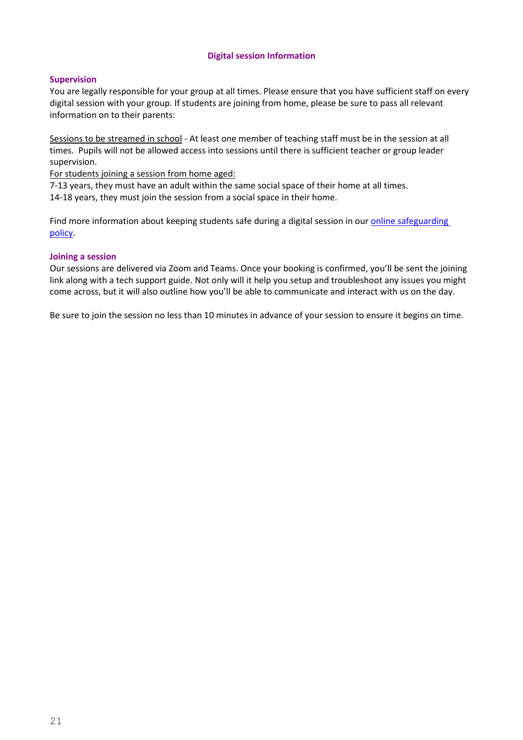## Digital session Information

### Supervision

You are legally responsible for your group at all times. Please ensure that you have sufficient staff on every digital session with your group. If students are joining from home, please be sure to pass all relevant information on to their parents:

Sessions to be streamed in school - At least one member of teaching staff must be in the session at all times. Pupils will not be allowed access into sessions until there is sufficient teacher or group leader supervision.

For students joining a session from home aged:

7-13 years, they must have an adult within the same social space of their home at all times.
14-18 years, they must join the session from a social space in their home.

Find more information about keeping students safe during a digital session in our online safeguarding policy.

### Joining a session

Our sessions are delivered via Zoom and Teams. Once your booking is confirmed, you'll be sent the joining link along with a tech support guide. Not only will it help you setup and troubleshoot any issues you might come across, but it will also outline how you'll be able to communicate and interact with us on the day.

Be sure to join the session no less than 10 minutes in advance of your session to ensure it begins on time.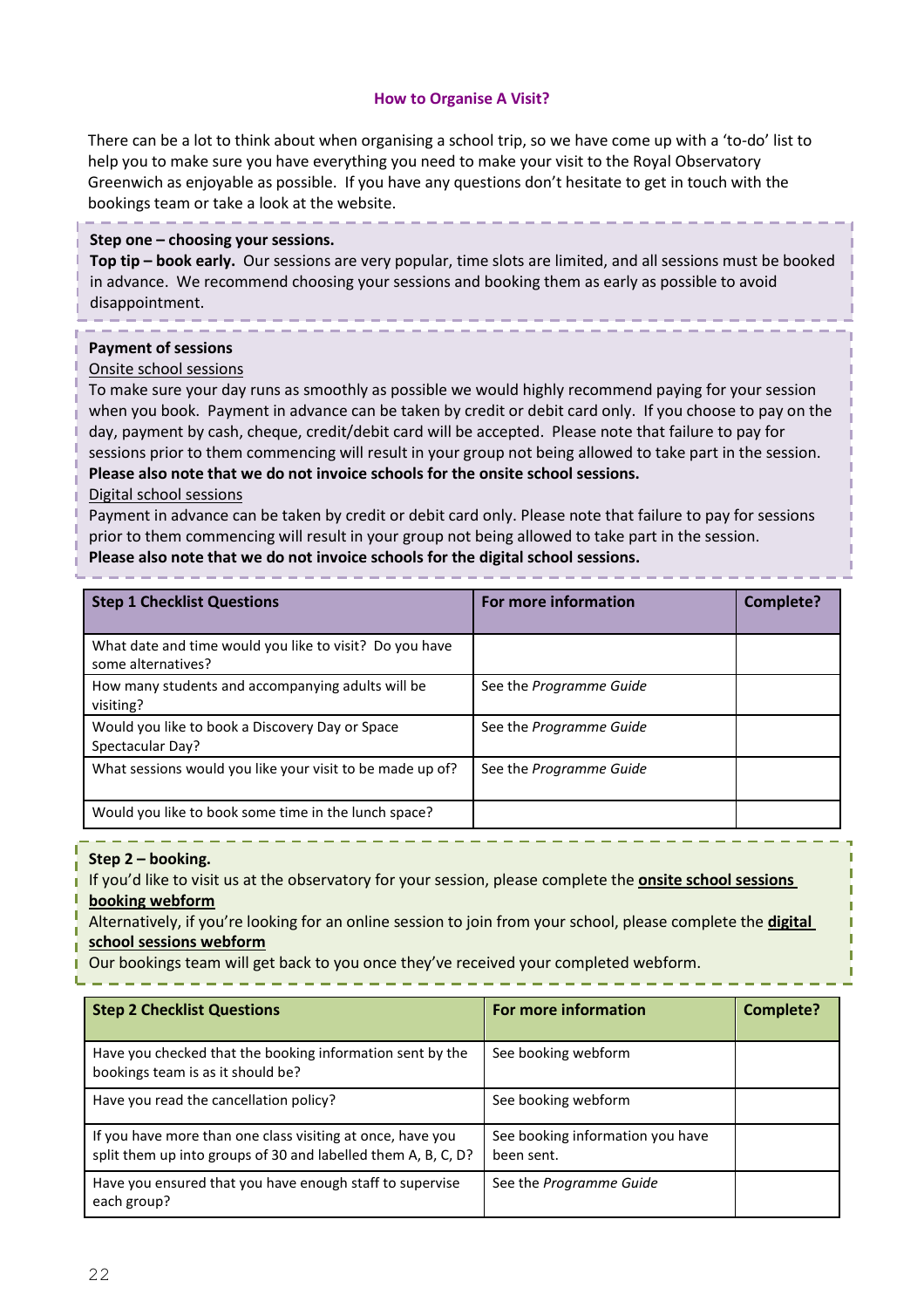## How to Organise A Visit?

There can be a lot to think about when organising a school trip, so we have come up with a 'to-do' list to help you to make sure you have everything you need to make your visit to the Royal Observatory Greenwich as enjoyable as possible. If you have any questions don't hesitate to get in touch with the bookings team or take a look at the website.

**Step one – choosing your sessions.**

**Top tip – book early.** Our sessions are very popular, time slots are limited, and all sessions must be booked in advance. We recommend choosing your sessions and booking them as early as possible to avoid disappointment.

**Payment of sessions**

Onsite school sessions

To make sure your day runs as smoothly as possible we would highly recommend paying for your session when you book. Payment in advance can be taken by credit or debit card only. If you choose to pay on the day, payment by cash, cheque, credit/debit card will be accepted. Please note that failure to pay for sessions prior to them commencing will result in your group not being allowed to take part in the session.

**Please also note that we do not invoice schools for the onsite school sessions.**

Digital school sessions

Payment in advance can be taken by credit or debit card only. Please note that failure to pay for sessions prior to them commencing will result in your group not being allowed to take part in the session.

**Please also note that we do not invoice schools for the digital school sessions.**

| Step 1 Checklist Questions | For more information | Complete? |
|---|---|---|
| What date and time would you like to visit? Do you have some alternatives? | | |
| How many students and accompanying adults will be visiting? | See the *Programme Guide* | |
| Would you like to book a Discovery Day or Space Spectacular Day? | See the *Programme Guide* | |
| What sessions would you like your visit to be made up of? | See the *Programme Guide* | |
| Would you like to book some time in the lunch space? | | |

**Step 2 – booking.**

If you'd like to visit us at the observatory for your session, please complete the **onsite school sessions booking webform**

Alternatively, if you're looking for an online session to join from your school, please complete the **digital school sessions webform**

Our bookings team will get back to you once they've received your completed webform.

| Step 2 Checklist Questions | For more information | Complete? |
|---|---|---|
| Have you checked that the booking information sent by the bookings team is as it should be? | See booking webform | |
| Have you read the cancellation policy? | See booking webform | |
| If you have more than one class visiting at once, have you split them up into groups of 30 and labelled them A, B, C, D? | See booking information you have been sent. | |
| Have you ensured that you have enough staff to supervise each group? | See the *Programme Guide* | |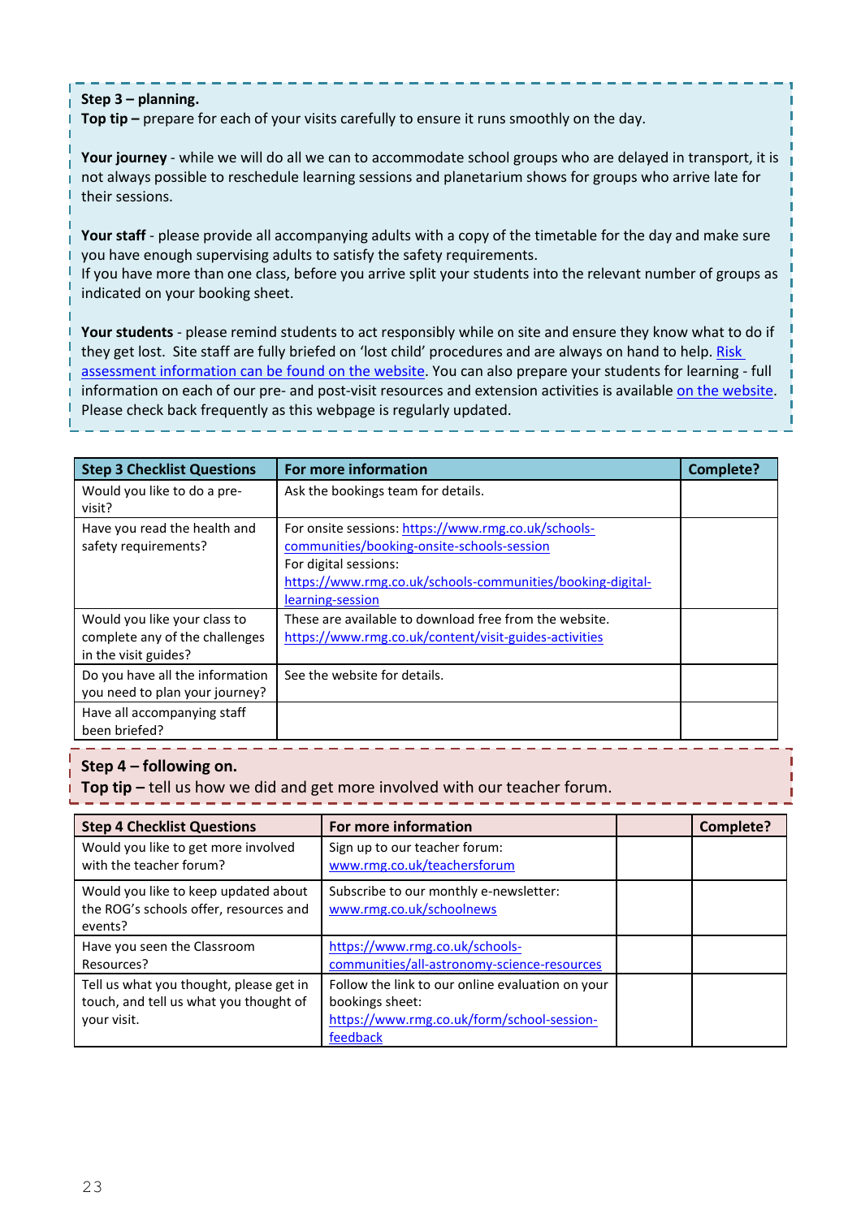**Step 3 – planning.**
**Top tip –** prepare for each of your visits carefully to ensure it runs smoothly on the day.

**Your journey** - while we will do all we can to accommodate school groups who are delayed in transport, it is not always possible to reschedule learning sessions and planetarium shows for groups who arrive late for their sessions.

**Your staff** - please provide all accompanying adults with a copy of the timetable for the day and make sure you have enough supervising adults to satisfy the safety requirements.
If you have more than one class, before you arrive split your students into the relevant number of groups as indicated on your booking sheet.

**Your students** - please remind students to act responsibly while on site and ensure they know what to do if they get lost. Site staff are fully briefed on 'lost child' procedures and are always on hand to help. Risk assessment information can be found on the website. You can also prepare your students for learning - full information on each of our pre- and post-visit resources and extension activities is available on the website. Please check back frequently as this webpage is regularly updated.

| Step 3 Checklist Questions | For more information | Complete? |
|---|---|---|
| Would you like to do a pre-visit? | Ask the bookings team for details. | |
| Have you read the health and safety requirements? | For onsite sessions: https://www.rmg.co.uk/schools-communities/booking-onsite-schools-session<br>For digital sessions:<br>https://www.rmg.co.uk/schools-communities/booking-digital-learning-session | |
| Would you like your class to complete any of the challenges in the visit guides? | These are available to download free from the website.<br>https://www.rmg.co.uk/content/visit-guides-activities | |
| Do you have all the information you need to plan your journey? | See the website for details. | |
| Have all accompanying staff been briefed? | | |

**Step 4 – following on.**
**Top tip –** tell us how we did and get more involved with our teacher forum.

| Step 4 Checklist Questions | For more information | | Complete? |
|---|---|---|---|
| Would you like to get more involved with the teacher forum? | Sign up to our teacher forum:<br>www.rmg.co.uk/teachersforum | | |
| Would you like to keep updated about the ROG's schools offer, resources and events? | Subscribe to our monthly e-newsletter:<br>www.rmg.co.uk/schoolnews | | |
| Have you seen the Classroom Resources? | https://www.rmg.co.uk/schools-communities/all-astronomy-science-resources | | |
| Tell us what you thought, please get in touch, and tell us what you thought of your visit. | Follow the link to our online evaluation on your bookings sheet:<br>https://www.rmg.co.uk/form/school-session-feedback | | |